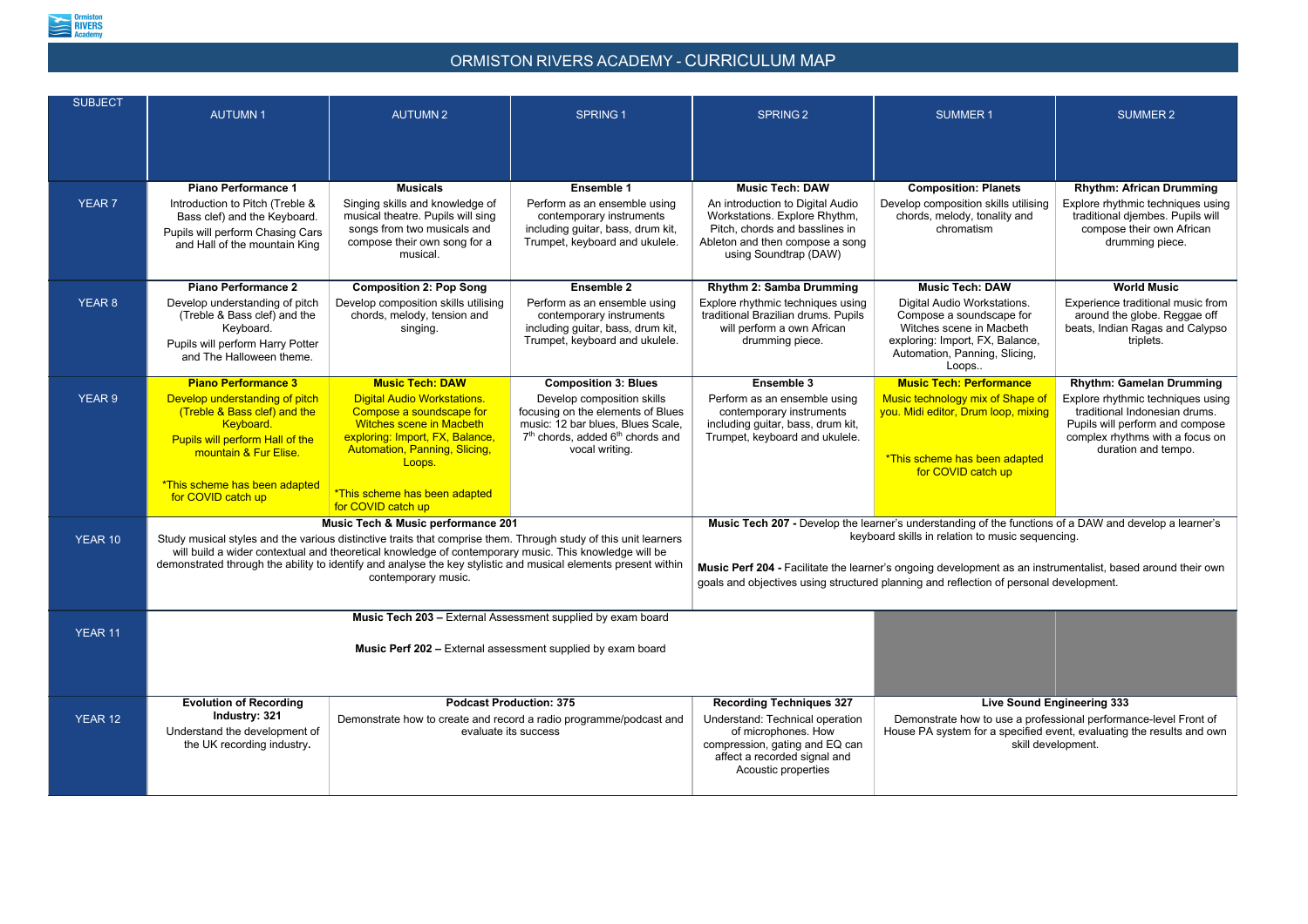# ORMISTON RIVERS ACADEMY - CURRICULUM MAP

| SUBJECT | AUTUMN 1 | AUTUMN 2 | SPRING 1 | SPRING 2 | SUMMER 1 | SUMMER 2 |
|---|---|---|---|---|---|---|
| YEAR 7 | **Piano Performance 1** Introduction to Pitch (Treble & Bass clef) and the Keyboard. Pupils will perform Chasing Cars and Hall of the mountain King | **Musicals** Singing skills and knowledge of musical theatre. Pupils will sing songs from two musicals and compose their own song for a musical. | **Ensemble 1** Perform as an ensemble using contemporary instruments including guitar, bass, drum kit, Trumpet, keyboard and ukulele. | **Music Tech: DAW** An introduction to Digital Audio Workstations. Explore Rhythm, Pitch, chords and basslines in Ableton and then compose a song using Soundtrap (DAW) | **Composition: Planets** Develop composition skills utilising chords, melody, tonality and chromatism | **Rhythm: African Drumming** Explore rhythmic techniques using traditional djembes. Pupils will compose their own African drumming piece. |
| YEAR 8 | **Piano Performance 2** Develop understanding of pitch (Treble & Bass clef) and the Keyboard. Pupils will perform Harry Potter and The Halloween theme. | **Composition 2: Pop Song** Develop composition skills utilising chords, melody, tension and singing. | **Ensemble 2** Perform as an ensemble using contemporary instruments including guitar, bass, drum kit, Trumpet, keyboard and ukulele. | **Rhythm 2: Samba Drumming** Explore rhythmic techniques using traditional Brazilian drums. Pupils will perform a own African drumming piece. | **Music Tech: DAW** Digital Audio Workstations. Compose a soundscape for Witches scene in Macbeth exploring: Import, FX, Balance, Automation, Panning, Slicing, Loops.. | **World Music** Experience traditional music from around the globe. Reggae off beats, Indian Ragas and Calypso triplets. |
| YEAR 9 | **Piano Performance 3** Develop understanding of pitch (Treble & Bass clef) and the Keyboard. Pupils will perform Hall of the mountain & Fur Elise. *This scheme has been adapted for COVID catch up | **Music Tech: DAW** Digital Audio Workstations. Compose a soundscape for Witches scene in Macbeth exploring: Import, FX, Balance, Automation, Panning, Slicing, Loops. *This scheme has been adapted for COVID catch up | **Composition 3: Blues** Develop composition skills focusing on the elements of Blues music: 12 bar blues, Blues Scale, 7th chords, added 6th chords and vocal writing. | **Ensemble 3** Perform as an ensemble using contemporary instruments including guitar, bass, drum kit, Trumpet, keyboard and ukulele. | **Music Tech: Performance** Music technology mix of Shape of you. Midi editor, Drum loop, mixing *This scheme has been adapted for COVID catch up | **Rhythm: Gamelan Drumming** Explore rhythmic techniques using traditional Indonesian drums. Pupils will perform and compose complex rhythms with a focus on duration and tempo. |
| YEAR 10 | **Music Tech & Music performance 201** Study musical styles and the various distinctive traits that comprise them. Through study of this unit learners will build a wider contextual and theoretical knowledge of contemporary music. This knowledge will be demonstrated through the ability to identify and analyse the key stylistic and musical elements present within contemporary music. | | | **Music Tech 207 -** Develop the learner's understanding of the functions of a DAW and develop a learner's keyboard skills in relation to music sequencing. **Music Perf 204 -** Facilitate the learner's ongoing development as an instrumentalist, based around their own goals and objectives using structured planning and reflection of personal development. | | |
| YEAR 11 | **Music Tech 203 –** External Assessment supplied by exam board **Music Perf 202 –** External assessment supplied by exam board | | | | | |
| YEAR 12 | **Evolution of Recording Industry: 321** Understand the development of the UK recording industry. | **Podcast Production: 375** Demonstrate how to create and record a radio programme/podcast and evaluate its success | | **Recording Techniques 327** Understand: Technical operation of microphones. How compression, gating and EQ can affect a recorded signal and Acoustic properties | **Live Sound Engineering 333** Demonstrate how to use a professional performance-level Front of House PA system for a specified event, evaluating the results and own skill development. | |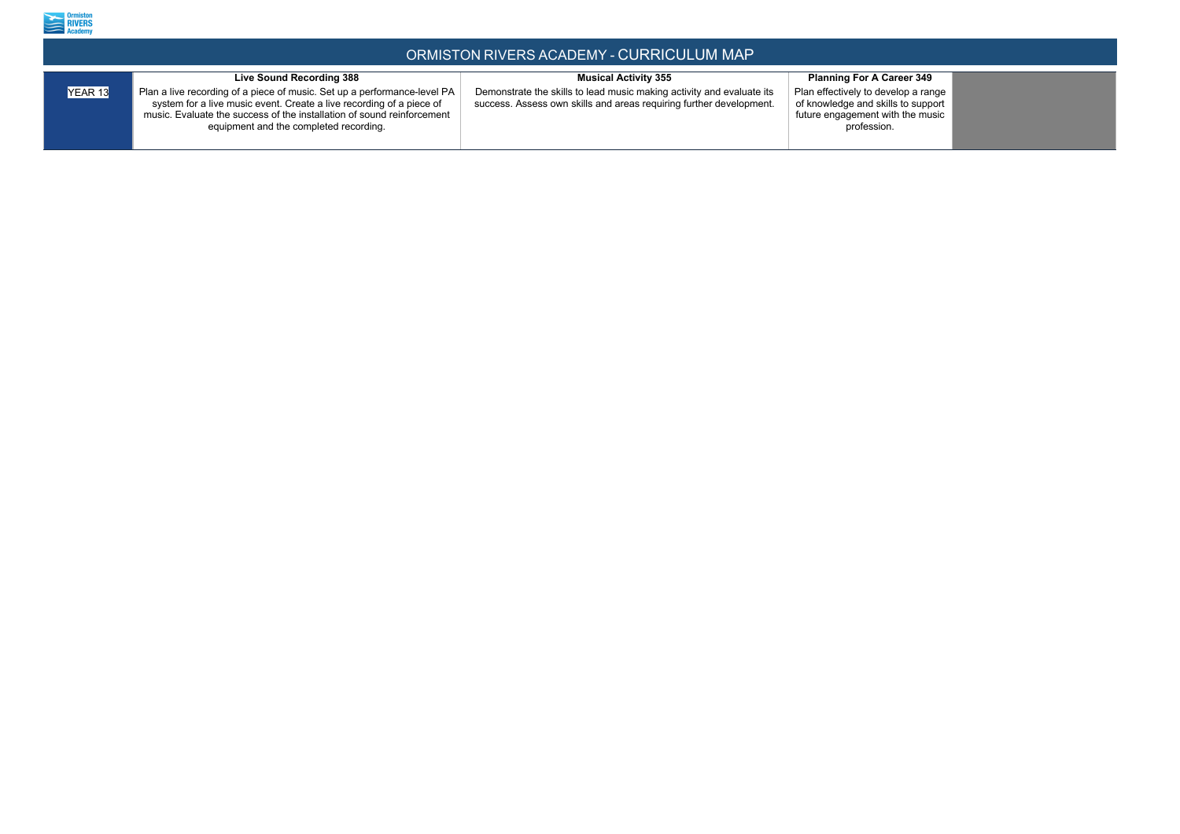# ORMISTON RIVERS ACADEMY - CURRICULUM MAP

| | | | | |
|---|---|---|---|---|
| YEAR 13 | **Live Sound Recording 388**<br>Plan a live recording of a piece of music. Set up a performance-level PA system for a live music event. Create a live recording of a piece of music. Evaluate the success of the installation of sound reinforcement equipment and the completed recording. | **Musical Activity 355**<br>Demonstrate the skills to lead music making activity and evaluate its success. Assess own skills and areas requiring further development. | **Planning For A Career 349**<br>Plan effectively to develop a range of knowledge and skills to support future engagement with the music profession. | |